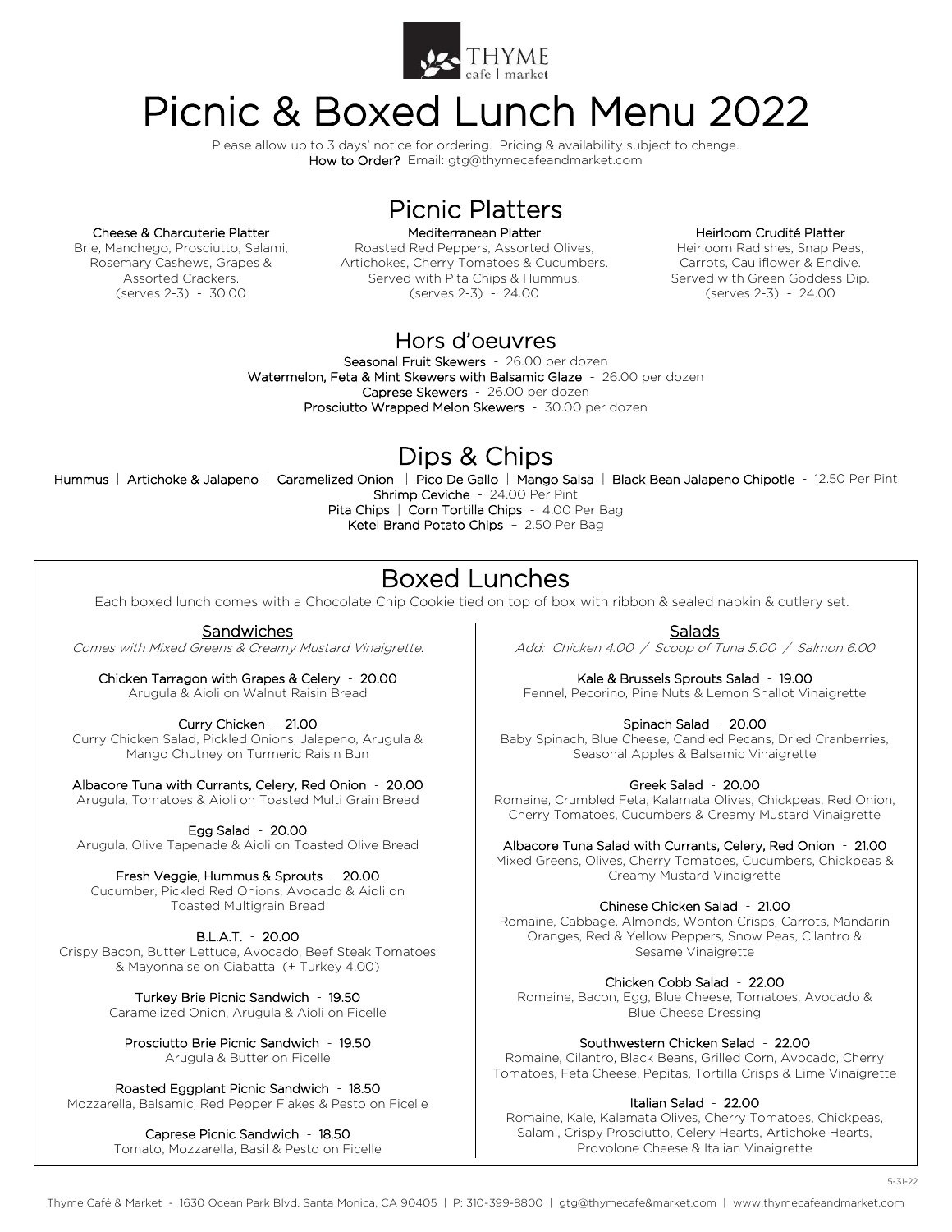THYME
café | market

# Picnic & Boxed Lunch Menu 2022

Please allow up to 3 days' notice for ordering. Pricing & availability subject to change.
**How to Order?** Email: gtg@thymecafeandmarket.com

## Picnic Platters

**Cheese & Charcuterie Platter**
Brie, Manchego, Prosciutto, Salami, Rosemary Cashews, Grapes & Assorted Crackers.
(serves 2-3) - 30.00

**Mediterranean Platter**
Roasted Red Peppers, Assorted Olives, Artichokes, Cherry Tomatoes & Cucumbers. Served with Pita Chips & Hummus.
(serves 2-3) - 24.00

**Heirloom Crudité Platter**
Heirloom Radishes, Snap Peas, Carrots, Cauliflower & Endive. Served with Green Goddess Dip.
(serves 2-3) - 24.00

## Hors d'oeuvres

**Seasonal Fruit Skewers** - 26.00 per dozen
**Watermelon, Feta & Mint Skewers with Balsamic Glaze** - 26.00 per dozen
**Caprese Skewers** - 26.00 per dozen
**Prosciutto Wrapped Melon Skewers** - 30.00 per dozen

## Dips & Chips

**Hummus** | **Artichoke & Jalapeno** | **Caramelized Onion** | **Pico De Gallo** | **Mango Salsa** | **Black Bean Jalapeno Chipotle** - 12.50 Per Pint
**Shrimp Ceviche** - 24.00 Per Pint
**Pita Chips** | **Corn Tortilla Chips** - 4.00 Per Bag
**Ketel Brand Potato Chips** – 2.50 Per Bag

## Boxed Lunches

Each boxed lunch comes with a Chocolate Chip Cookie tied on top of box with ribbon & sealed napkin & cutlery set.

### Sandwiches

*Comes with Mixed Greens & Creamy Mustard Vinaigrette.*

**Chicken Tarragon with Grapes & Celery** - 20.00
Arugula & Aioli on Walnut Raisin Bread

**Curry Chicken** - 21.00
Curry Chicken Salad, Pickled Onions, Jalapeno, Arugula & Mango Chutney on Turmeric Raisin Bun

**Albacore Tuna with Currants, Celery, Red Onion** - 20.00
Arugula, Tomatoes & Aioli on Toasted Multi Grain Bread

**Egg Salad** - 20.00
Arugula, Olive Tapenade & Aioli on Toasted Olive Bread

**Fresh Veggie, Hummus & Sprouts** - 20.00
Cucumber, Pickled Red Onions, Avocado & Aioli on Toasted Multigrain Bread

**B.L.A.T.** - 20.00
Crispy Bacon, Butter Lettuce, Avocado, Beef Steak Tomatoes & Mayonnaise on Ciabatta (+ Turkey 4.00)

**Turkey Brie Picnic Sandwich** - 19.50
Caramelized Onion, Arugula & Aioli on Ficelle

**Prosciutto Brie Picnic Sandwich** - 19.50
Arugula & Butter on Ficelle

**Roasted Eggplant Picnic Sandwich** - 18.50
Mozzarella, Balsamic, Red Pepper Flakes & Pesto on Ficelle

**Caprese Picnic Sandwich** - 18.50
Tomato, Mozzarella, Basil & Pesto on Ficelle

### Salads

*Add: Chicken 4.00 / Scoop of Tuna 5.00 / Salmon 6.00*

**Kale & Brussels Sprouts Salad** - 19.00
Fennel, Pecorino, Pine Nuts & Lemon Shallot Vinaigrette

**Spinach Salad** - 20.00
Baby Spinach, Blue Cheese, Candied Pecans, Dried Cranberries, Seasonal Apples & Balsamic Vinaigrette

**Greek Salad** - 20.00
Romaine, Crumbled Feta, Kalamata Olives, Chickpeas, Red Onion, Cherry Tomatoes, Cucumbers & Creamy Mustard Vinaigrette

**Albacore Tuna Salad with Currants, Celery, Red Onion** - 21.00
Mixed Greens, Olives, Cherry Tomatoes, Cucumbers, Chickpeas & Creamy Mustard Vinaigrette

**Chinese Chicken Salad** - 21.00
Romaine, Cabbage, Almonds, Wonton Crisps, Carrots, Mandarin Oranges, Red & Yellow Peppers, Snow Peas, Cilantro & Sesame Vinaigrette

**Chicken Cobb Salad** - 22.00
Romaine, Bacon, Egg, Blue Cheese, Tomatoes, Avocado & Blue Cheese Dressing

**Southwestern Chicken Salad** - 22.00
Romaine, Cilantro, Black Beans, Grilled Corn, Avocado, Cherry Tomatoes, Feta Cheese, Pepitas, Tortilla Crisps & Lime Vinaigrette

**Italian Salad** - 22.00
Romaine, Kale, Kalamata Olives, Cherry Tomatoes, Chickpeas, Salami, Crispy Prosciutto, Celery Hearts, Artichoke Hearts, Provolone Cheese & Italian Vinaigrette

5-31-22

Thyme Café & Market - 1630 Ocean Park Blvd. Santa Monica, CA 90405 | P: 310-399-8800 | gtg@thymecafe&market.com | www.thymecafeandmarket.com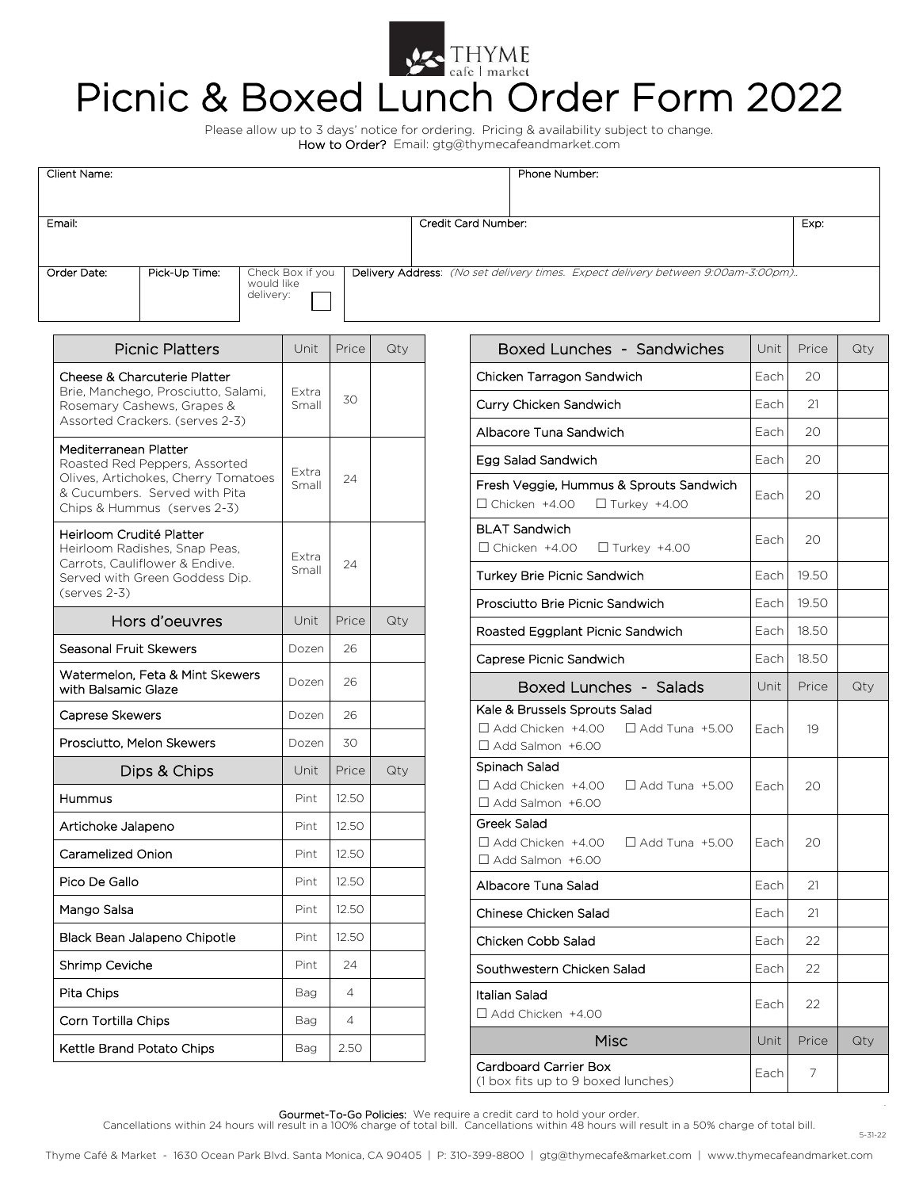THYME cafe | market

# Picnic & Boxed Lunch Order Form 2022

Please allow up to 3 days' notice for ordering. Pricing & availability subject to change.
How to Order? Email: gtg@thymecafeandmarket.com

| | | | | |
|---|---|---|---|---|
| Client Name: | | | Phone Number: | |
| Email: | | Credit Card Number: | | Exp: |
| Order Date: | Pick-Up Time: | Check Box if you would like delivery: ☐ | Delivery Address: *(No set delivery times. Expect delivery between 9:00am-3:00pm).* | |

| Picnic Platters | Unit | Price | Qty |
|---|---|---|---|
| Cheese & Charcuterie Platter<br>Brie, Manchego, Prosciutto, Salami, Rosemary Cashews, Grapes & Assorted Crackers. (serves 2-3) | Extra Small | 30 | |
| Mediterranean Platter<br>Roasted Red Peppers, Assorted Olives, Artichokes, Cherry Tomatoes & Cucumbers. Served with Pita Chips & Hummus (serves 2-3) | Extra Small | 24 | |
| Heirloom Crudité Platter<br>Heirloom Radishes, Snap Peas, Carrots, Cauliflower & Endive. Served with Green Goddess Dip. (serves 2-3) | Extra Small | 24 | |
| **Hors d'oeuvres** | **Unit** | **Price** | **Qty** |
| Seasonal Fruit Skewers | Dozen | 26 | |
| Watermelon, Feta & Mint Skewers with Balsamic Glaze | Dozen | 26 | |
| Caprese Skewers | Dozen | 26 | |
| Prosciutto, Melon Skewers | Dozen | 30 | |
| **Dips & Chips** | **Unit** | **Price** | **Qty** |
| Hummus | Pint | 12.50 | |
| Artichoke Jalapeno | Pint | 12.50 | |
| Caramelized Onion | Pint | 12.50 | |
| Pico De Gallo | Pint | 12.50 | |
| Mango Salsa | Pint | 12.50 | |
| Black Bean Jalapeno Chipotle | Pint | 12.50 | |
| Shrimp Ceviche | Pint | 24 | |
| Pita Chips | Bag | 4 | |
| Corn Tortilla Chips | Bag | 4 | |
| Kettle Brand Potato Chips | Bag | 2.50 | |

| Boxed Lunches - Sandwiches | Unit | Price | Qty |
|---|---|---|---|
| Chicken Tarragon Sandwich | Each | 20 | |
| Curry Chicken Sandwich | Each | 21 | |
| Albacore Tuna Sandwich | Each | 20 | |
| Egg Salad Sandwich | Each | 20 | |
| Fresh Veggie, Hummus & Sprouts Sandwich<br>☐ Chicken +4.00 ☐ Turkey +4.00 | Each | 20 | |
| BLAT Sandwich<br>☐ Chicken +4.00 ☐ Turkey +4.00 | Each | 20 | |
| Turkey Brie Picnic Sandwich | Each | 19.50 | |
| Prosciutto Brie Picnic Sandwich | Each | 19.50 | |
| Roasted Eggplant Picnic Sandwich | Each | 18.50 | |
| Caprese Picnic Sandwich | Each | 18.50 | |
| **Boxed Lunches - Salads** | **Unit** | **Price** | **Qty** |
| Kale & Brussels Sprouts Salad<br>☐ Add Chicken +4.00 ☐ Add Tuna +5.00<br>☐ Add Salmon +6.00 | Each | 19 | |
| Spinach Salad<br>☐ Add Chicken +4.00 ☐ Add Tuna +5.00<br>☐ Add Salmon +6.00 | Each | 20 | |
| Greek Salad<br>☐ Add Chicken +4.00 ☐ Add Tuna +5.00<br>☐ Add Salmon +6.00 | Each | 20 | |
| Albacore Tuna Salad | Each | 21 | |
| Chinese Chicken Salad | Each | 21 | |
| Chicken Cobb Salad | Each | 22 | |
| Southwestern Chicken Salad | Each | 22 | |
| Italian Salad<br>☐ Add Chicken +4.00 | Each | 22 | |
| **Misc** | **Unit** | **Price** | **Qty** |
| Cardboard Carrier Box<br>(1 box fits up to 9 boxed lunches) | Each | 7 | |

Gourmet-To-Go Policies: We require a credit card to hold your order.
Cancellations within 24 hours will result in a 100% charge of total bill. Cancellations within 48 hours will result in a 50% charge of total bill.

5-31-22

Thyme Café & Market - 1630 Ocean Park Blvd. Santa Monica, CA 90405 | P: 310-399-8800 | gtg@thymecafe&market.com | www.thymecafeandmarket.com